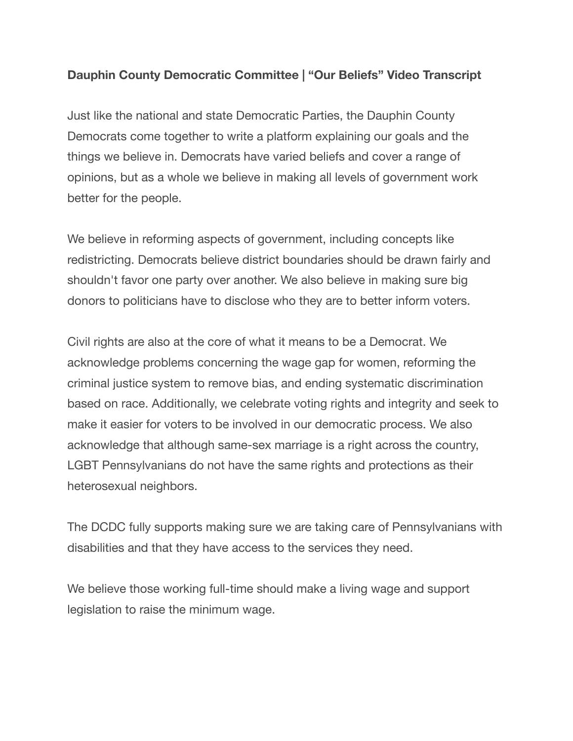**Dauphin County Democratic Committee | "Our Beliefs" Video Transcript**

Just like the national and state Democratic Parties, the Dauphin County Democrats come together to write a platform explaining our goals and the things we believe in. Democrats have varied beliefs and cover a range of opinions, but as a whole we believe in making all levels of government work better for the people.

We believe in reforming aspects of government, including concepts like redistricting. Democrats believe district boundaries should be drawn fairly and shouldn't favor one party over another. We also believe in making sure big donors to politicians have to disclose who they are to better inform voters.

Civil rights are also at the core of what it means to be a Democrat. We acknowledge problems concerning the wage gap for women, reforming the criminal justice system to remove bias, and ending systematic discrimination based on race. Additionally, we celebrate voting rights and integrity and seek to make it easier for voters to be involved in our democratic process. We also acknowledge that although same-sex marriage is a right across the country, LGBT Pennsylvanians do not have the same rights and protections as their heterosexual neighbors.

The DCDC fully supports making sure we are taking care of Pennsylvanians with disabilities and that they have access to the services they need.

We believe those working full-time should make a living wage and support legislation to raise the minimum wage.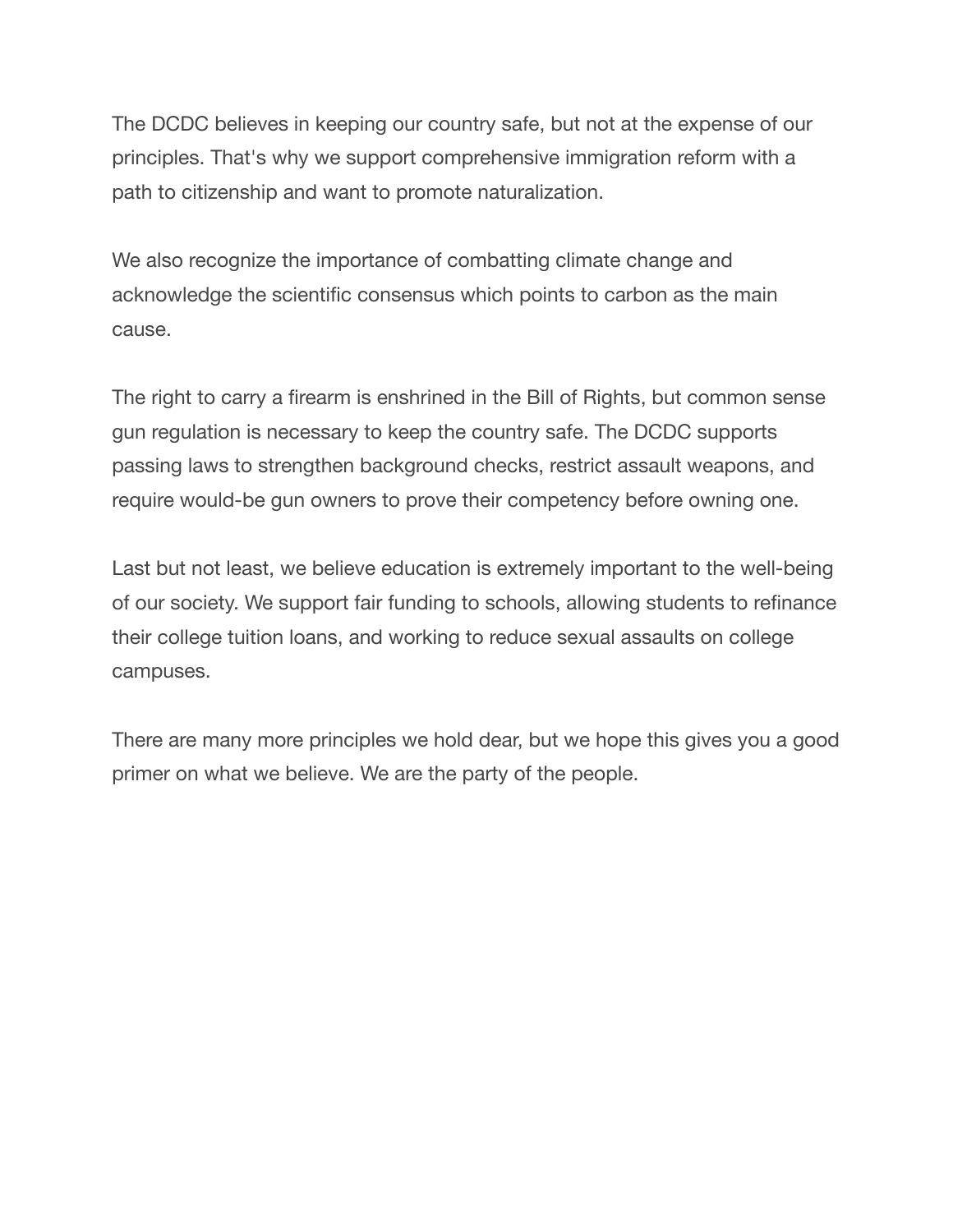The DCDC believes in keeping our country safe, but not at the expense of our principles. That's why we support comprehensive immigration reform with a path to citizenship and want to promote naturalization.

We also recognize the importance of combatting climate change and acknowledge the scientific consensus which points to carbon as the main cause.

The right to carry a firearm is enshrined in the Bill of Rights, but common sense gun regulation is necessary to keep the country safe. The DCDC supports passing laws to strengthen background checks, restrict assault weapons, and require would-be gun owners to prove their competency before owning one.

Last but not least, we believe education is extremely important to the well-being of our society. We support fair funding to schools, allowing students to refinance their college tuition loans, and working to reduce sexual assaults on college campuses.

There are many more principles we hold dear, but we hope this gives you a good primer on what we believe. We are the party of the people.